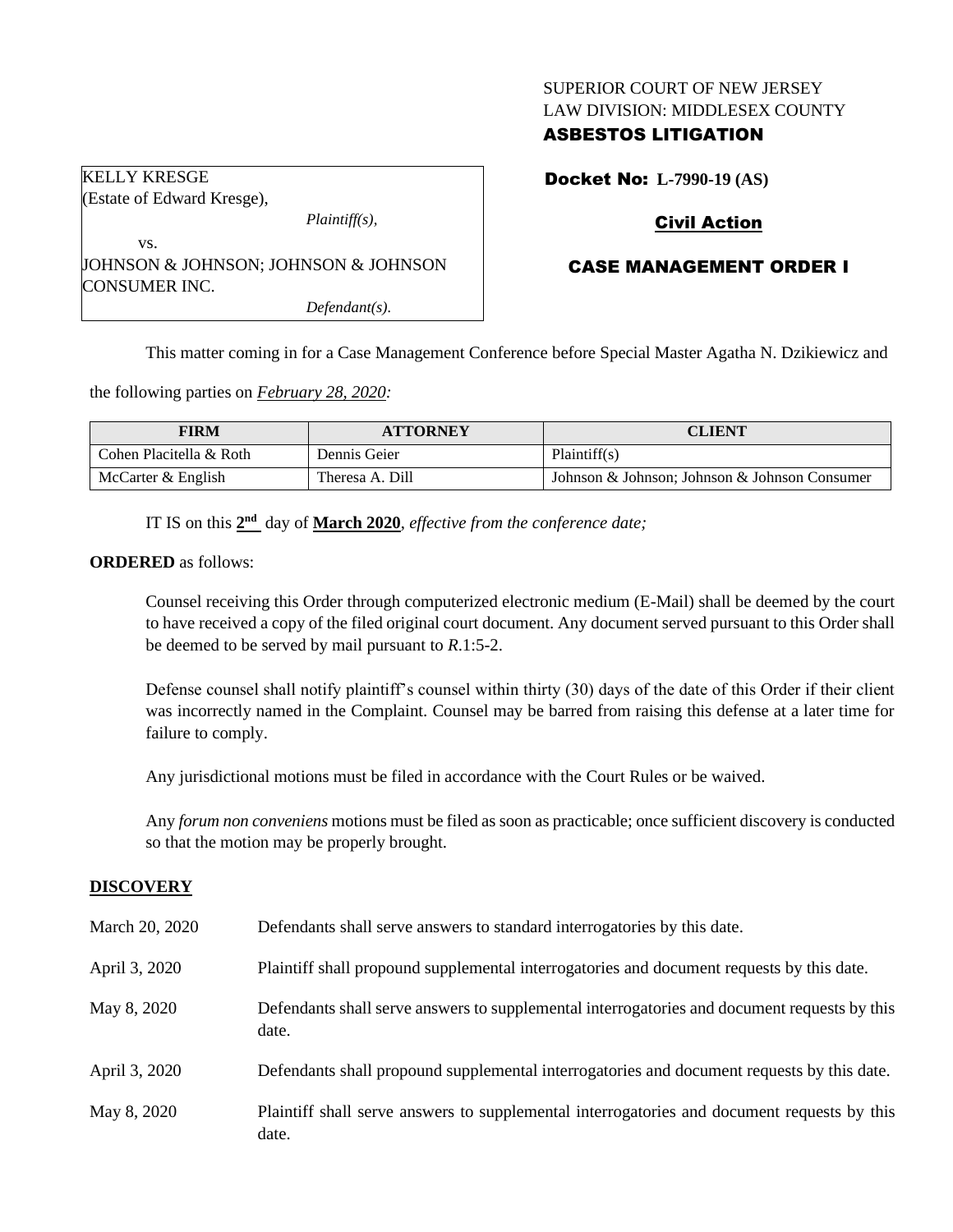SUPERIOR COURT OF NEW JERSEY
LAW DIVISION: MIDDLESEX COUNTY

**ASBESTOS LITIGATION**

KELLY KRESGE
(Estate of Edward Kresge),

*Plaintiff(s),*

vs.

JOHNSON & JOHNSON; JOHNSON & JOHNSON CONSUMER INC.

*Defendant(s).*

**Docket No: L-7990-19 (AS)**

**Civil Action**

**CASE MANAGEMENT ORDER I**

This matter coming in for a Case Management Conference before Special Master Agatha N. Dzikiewicz and the following parties on *February 28, 2020:*

| FIRM | ATTORNEY | CLIENT |
| --- | --- | --- |
| Cohen Placitella & Roth | Dennis Geier | Plaintiff(s) |
| McCarter & English | Theresa A. Dill | Johnson & Johnson; Johnson & Johnson Consumer |

IT IS on this **2nd** day of **March 2020**, *effective from the conference date;*

**ORDERED** as follows:

Counsel receiving this Order through computerized electronic medium (E-Mail) shall be deemed by the court to have received a copy of the filed original court document. Any document served pursuant to this Order shall be deemed to be served by mail pursuant to *R*.1:5-2.

Defense counsel shall notify plaintiff's counsel within thirty (30) days of the date of this Order if their client was incorrectly named in the Complaint. Counsel may be barred from raising this defense at a later time for failure to comply.

Any jurisdictional motions must be filed in accordance with the Court Rules or be waived.

Any *forum non conveniens* motions must be filed as soon as practicable; once sufficient discovery is conducted so that the motion may be properly brought.

**DISCOVERY**

| | |
| --- | --- |
| March 20, 2020 | Defendants shall serve answers to standard interrogatories by this date. |
| April 3, 2020 | Plaintiff shall propound supplemental interrogatories and document requests by this date. |
| May 8, 2020 | Defendants shall serve answers to supplemental interrogatories and document requests by this date. |
| April 3, 2020 | Defendants shall propound supplemental interrogatories and document requests by this date. |
| May 8, 2020 | Plaintiff shall serve answers to supplemental interrogatories and document requests by this date. |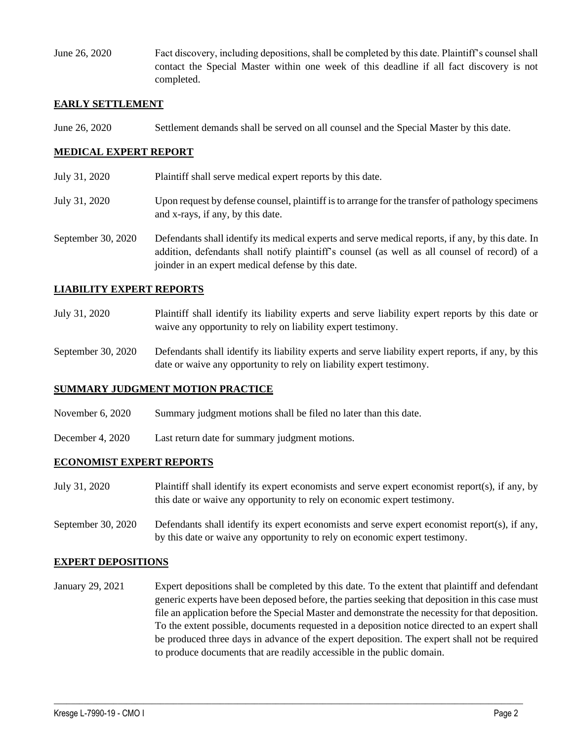| | |
|---|---|
| June 26, 2020 | Fact discovery, including depositions, shall be completed by this date. Plaintiff's counsel shall contact the Special Master within one week of this deadline if all fact discovery is not completed. |

## EARLY SETTLEMENT

| | |
|---|---|
| June 26, 2020 | Settlement demands shall be served on all counsel and the Special Master by this date. |

## MEDICAL EXPERT REPORT

| | |
|---|---|
| July 31, 2020 | Plaintiff shall serve medical expert reports by this date. |
| July 31, 2020 | Upon request by defense counsel, plaintiff is to arrange for the transfer of pathology specimens and x-rays, if any, by this date. |
| September 30, 2020 | Defendants shall identify its medical experts and serve medical reports, if any, by this date. In addition, defendants shall notify plaintiff's counsel (as well as all counsel of record) of a joinder in an expert medical defense by this date. |

## LIABILITY EXPERT REPORTS

| | |
|---|---|
| July 31, 2020 | Plaintiff shall identify its liability experts and serve liability expert reports by this date or waive any opportunity to rely on liability expert testimony. |
| September 30, 2020 | Defendants shall identify its liability experts and serve liability expert reports, if any, by this date or waive any opportunity to rely on liability expert testimony. |

## SUMMARY JUDGMENT MOTION PRACTICE

| | |
|---|---|
| November 6, 2020 | Summary judgment motions shall be filed no later than this date. |
| December 4, 2020 | Last return date for summary judgment motions. |

## ECONOMIST EXPERT REPORTS

| | |
|---|---|
| July 31, 2020 | Plaintiff shall identify its expert economists and serve expert economist report(s), if any, by this date or waive any opportunity to rely on economic expert testimony. |
| September 30, 2020 | Defendants shall identify its expert economists and serve expert economist report(s), if any, by this date or waive any opportunity to rely on economic expert testimony. |

## EXPERT DEPOSITIONS

| | |
|---|---|
| January 29, 2021 | Expert depositions shall be completed by this date. To the extent that plaintiff and defendant generic experts have been deposed before, the parties seeking that deposition in this case must file an application before the Special Master and demonstrate the necessity for that deposition. To the extent possible, documents requested in a deposition notice directed to an expert shall be produced three days in advance of the expert deposition. The expert shall not be required to produce documents that are readily accessible in the public domain. |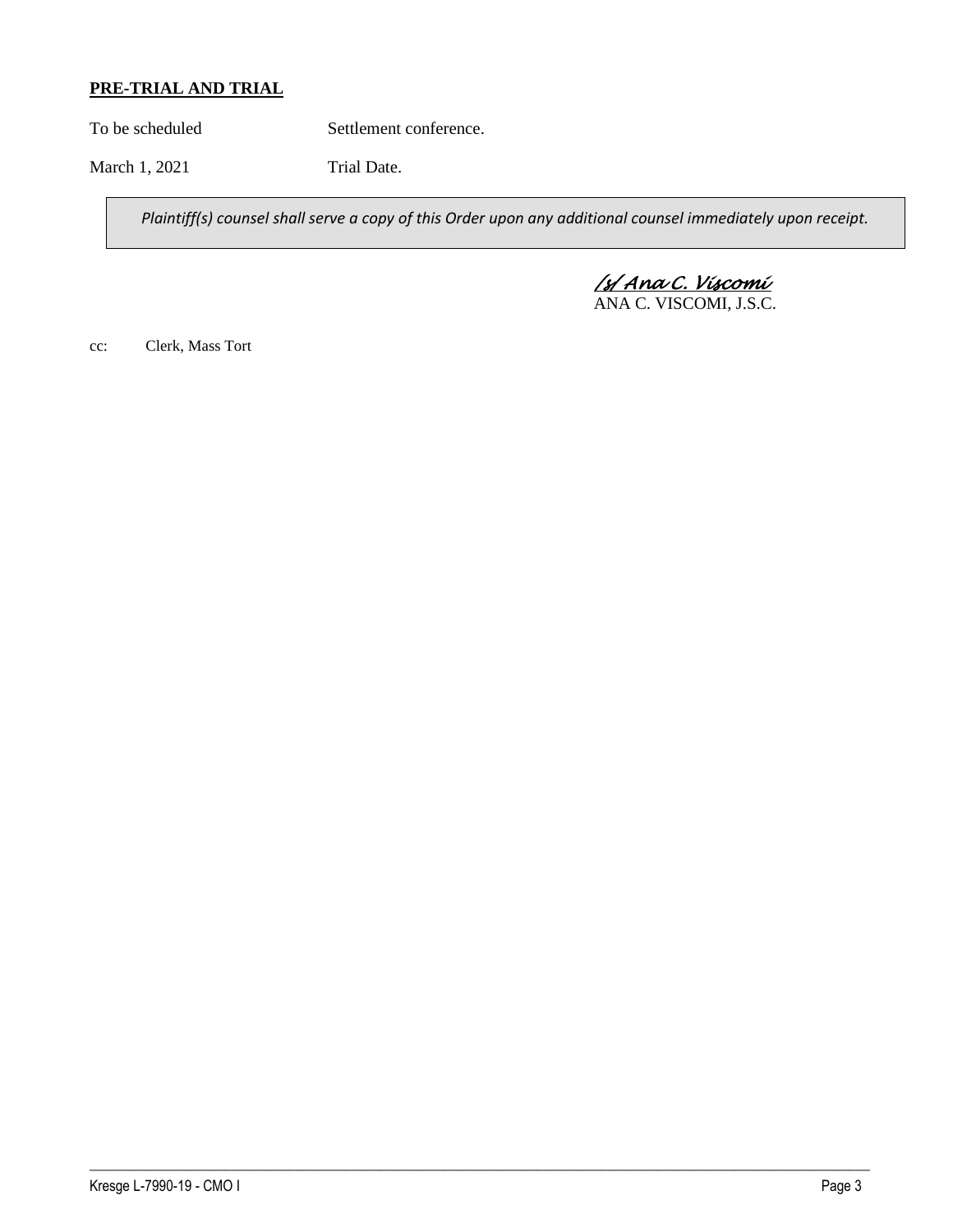**PRE-TRIAL AND TRIAL**

| | |
|---|---|
| To be scheduled | Settlement conference. |
| March 1, 2021 | Trial Date. |

*Plaintiff(s) counsel shall serve a copy of this Order upon any additional counsel immediately upon receipt.*

/s/ Ana C. Viscomi
ANA C. VISCOMI, J.S.C.

cc: Clerk, Mass Tort